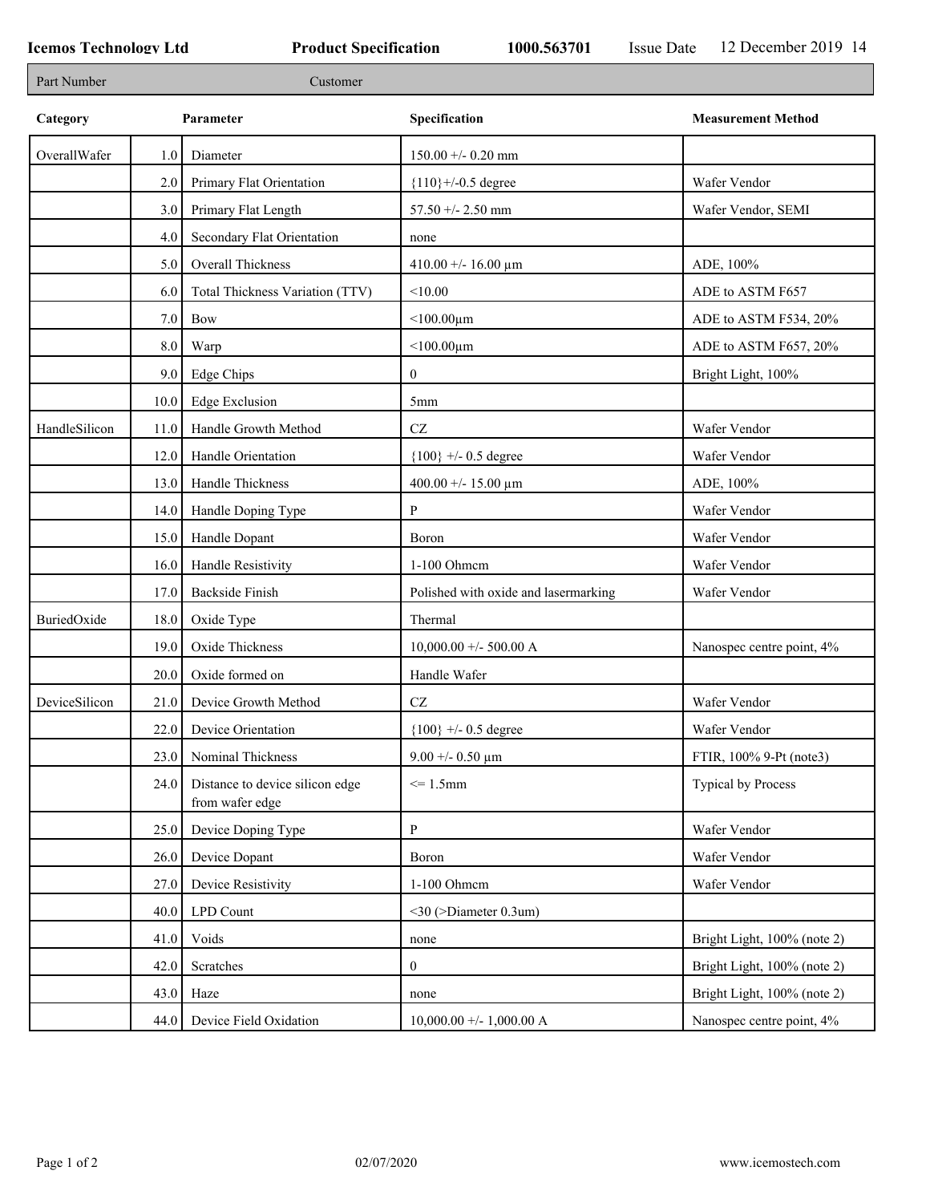**Icemos Technology Ltd** **Product Specification** **1000.563701** Issue Date 12 December 2019 14

| Part Number | Customer |
|---|---|

| Category | | Parameter | Specification | Measurement Method |
|---|---|---|---|---|
| OverallWafer | 1.0 | Diameter | 150.00 +/- 0.20 mm | |
| | 2.0 | Primary Flat Orientation | {110}+/-0.5 degree | Wafer Vendor |
| | 3.0 | Primary Flat Length | 57.50 +/- 2.50 mm | Wafer Vendor, SEMI |
| | 4.0 | Secondary Flat Orientation | none | |
| | 5.0 | Overall Thickness | 410.00 +/- 16.00 µm | ADE, 100% |
| | 6.0 | Total Thickness Variation (TTV) | <10.00 | ADE to ASTM F657 |
| | 7.0 | Bow | <100.00µm | ADE to ASTM F534, 20% |
| | 8.0 | Warp | <100.00µm | ADE to ASTM F657, 20% |
| | 9.0 | Edge Chips | 0 | Bright Light, 100% |
| | 10.0 | Edge Exclusion | 5mm | |
| HandleSilicon | 11.0 | Handle Growth Method | CZ | Wafer Vendor |
| | 12.0 | Handle Orientation | {100} +/- 0.5 degree | Wafer Vendor |
| | 13.0 | Handle Thickness | 400.00 +/- 15.00 µm | ADE, 100% |
| | 14.0 | Handle Doping Type | P | Wafer Vendor |
| | 15.0 | Handle Dopant | Boron | Wafer Vendor |
| | 16.0 | Handle Resistivity | 1-100 Ohmcm | Wafer Vendor |
| | 17.0 | Backside Finish | Polished with oxide and lasermarking | Wafer Vendor |
| BuriedOxide | 18.0 | Oxide Type | Thermal | |
| | 19.0 | Oxide Thickness | 10,000.00 +/- 500.00 A | Nanospec centre point, 4% |
| | 20.0 | Oxide formed on | Handle Wafer | |
| DeviceSilicon | 21.0 | Device Growth Method | CZ | Wafer Vendor |
| | 22.0 | Device Orientation | {100} +/- 0.5 degree | Wafer Vendor |
| | 23.0 | Nominal Thickness | 9.00 +/- 0.50 µm | FTIR, 100% 9-Pt (note3) |
| | 24.0 | Distance to device silicon edge from wafer edge | <= 1.5mm | Typical by Process |
| | 25.0 | Device Doping Type | P | Wafer Vendor |
| | 26.0 | Device Dopant | Boron | Wafer Vendor |
| | 27.0 | Device Resistivity | 1-100 Ohmcm | Wafer Vendor |
| | 40.0 | LPD Count | <30 (>Diameter 0.3um) | |
| | 41.0 | Voids | none | Bright Light, 100% (note 2) |
| | 42.0 | Scratches | 0 | Bright Light, 100% (note 2) |
| | 43.0 | Haze | none | Bright Light, 100% (note 2) |
| | 44.0 | Device Field Oxidation | 10,000.00 +/- 1,000.00 A | Nanospec centre point, 4% |

02/07/2020 www.icemostech.com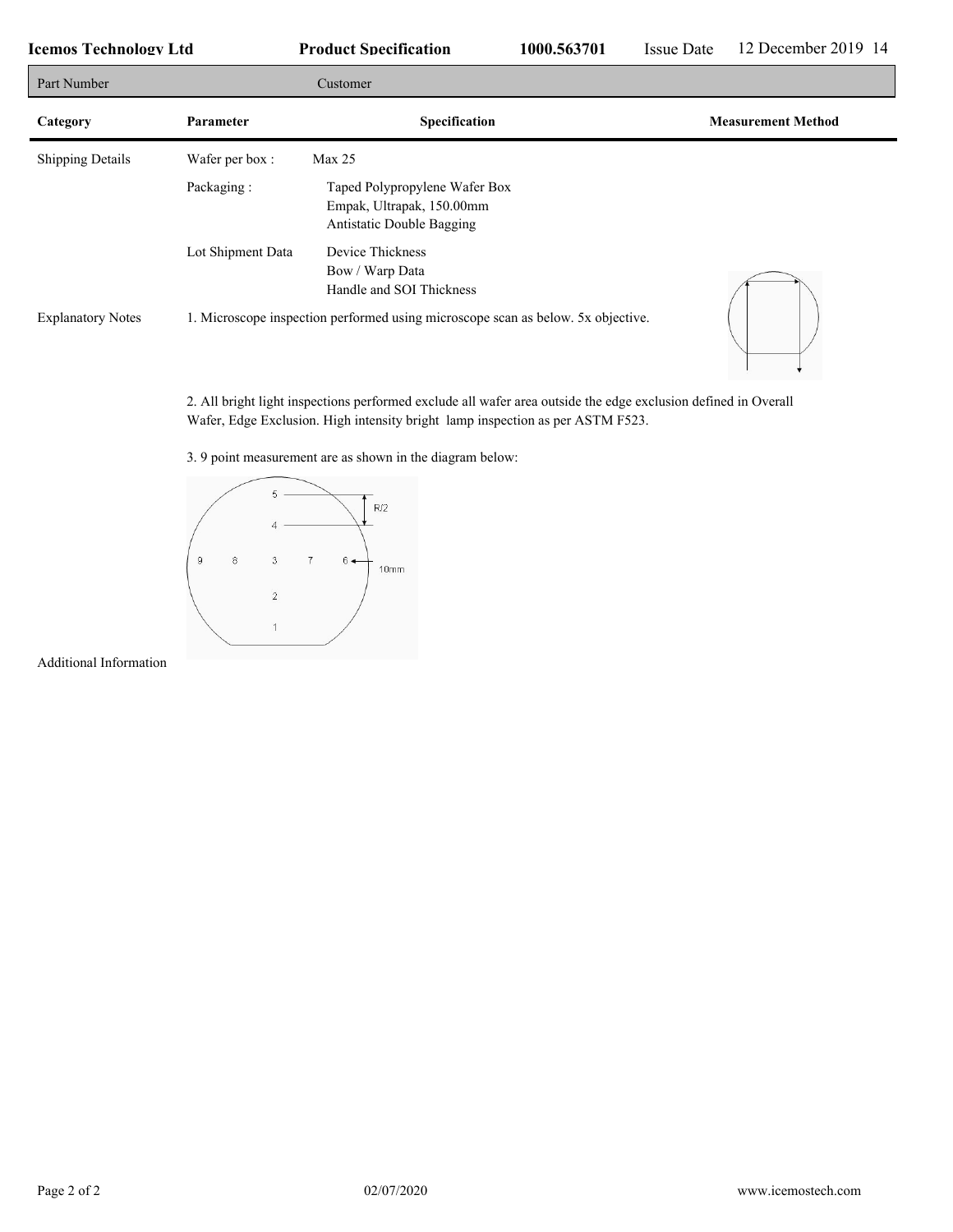| Category | Parameter | Specification | Measurement Method |
|---|---|---|---|
| Shipping Details | Wafer per box : | Max 25 | |
| | Packaging : | Taped Polypropylene Wafer Box<br>Empak, Ultrapak, 150.00mm<br>Antistatic Double Bagging | |
| | Lot Shipment Data | Device Thickness<br>Bow / Warp Data<br>Handle and SOI Thickness | |
| Explanatory Notes | 1. Microscope inspection performed using microscope scan as below. 5x objective. | | |

2. All bright light inspections performed exclude all wafer area outside the edge exclusion defined in Overall Wafer, Edge Exclusion. High intensity bright lamp inspection as per ASTM F523.

3. 9 point measurement are as shown in the diagram below:

5
4
R/2
9 8 3 7 6
10mm
2
1

Additional Information